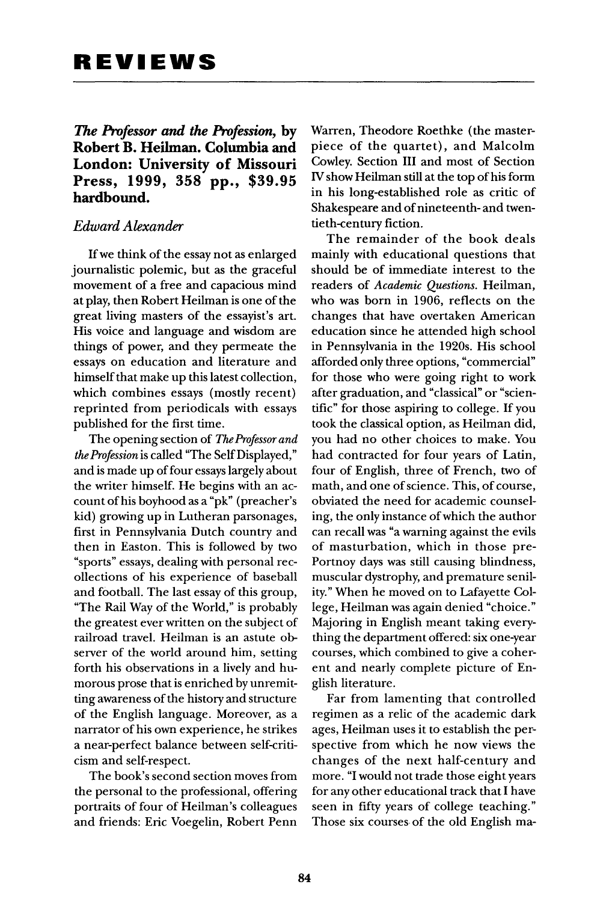# REVIEWS

***The Professor and the Profession*, by Robert B. Heilman. Columbia and London: University of Missouri Press, 1999, 358 pp., $39.95 hardbound.**

*Edward Alexander*

If we think of the essay not as enlarged journalistic polemic, but as the graceful movement of a free and capacious mind at play, then Robert Heilman is one of the great living masters of the essayist's art. His voice and language and wisdom are things of power, and they permeate the essays on education and literature and himself that make up this latest collection, which combines essays (mostly recent) reprinted from periodicals with essays published for the first time.

The opening section of *The Professor and the Profession* is called "The Self Displayed," and is made up of four essays largely about the writer himself. He begins with an account of his boyhood as a "pk" (preacher's kid) growing up in Lutheran parsonages, first in Pennsylvania Dutch country and then in Easton. This is followed by two "sports" essays, dealing with personal recollections of his experience of baseball and football. The last essay of this group, "The Rail Way of the World," is probably the greatest ever written on the subject of railroad travel. Heilman is an astute observer of the world around him, setting forth his observations in a lively and humorous prose that is enriched by unremitting awareness of the history and structure of the English language. Moreover, as a narrator of his own experience, he strikes a near-perfect balance between self-criticism and self-respect.

The book's second section moves from the personal to the professional, offering portraits of four of Heilman's colleagues and friends: Eric Voegelin, Robert Penn Warren, Theodore Roethke (the masterpiece of the quartet), and Malcolm Cowley. Section III and most of Section IV show Heilman still at the top of his form in his long-established role as critic of Shakespeare and of nineteenth- and twentieth-century fiction.

The remainder of the book deals mainly with educational questions that should be of immediate interest to the readers of *Academic Questions*. Heilman, who was born in 1906, reflects on the changes that have overtaken American education since he attended high school in Pennsylvania in the 1920s. His school afforded only three options, "commercial" for those who were going right to work after graduation, and "classical" or "scientific" for those aspiring to college. If you took the classical option, as Heilman did, you had no other choices to make. You had contracted for four years of Latin, four of English, three of French, two of math, and one of science. This, of course, obviated the need for academic counseling, the only instance of which the author can recall was "a warning against the evils of masturbation, which in those pre-Portnoy days was still causing blindness, muscular dystrophy, and premature senility." When he moved on to Lafayette College, Heilman was again denied "choice." Majoring in English meant taking everything the department offered: six one-year courses, which combined to give a coherent and nearly complete picture of English literature.

Far from lamenting that controlled regimen as a relic of the academic dark ages, Heilman uses it to establish the perspective from which he now views the changes of the next half-century and more. "I would not trade those eight years for any other educational track that I have seen in fifty years of college teaching." Those six courses of the old English ma-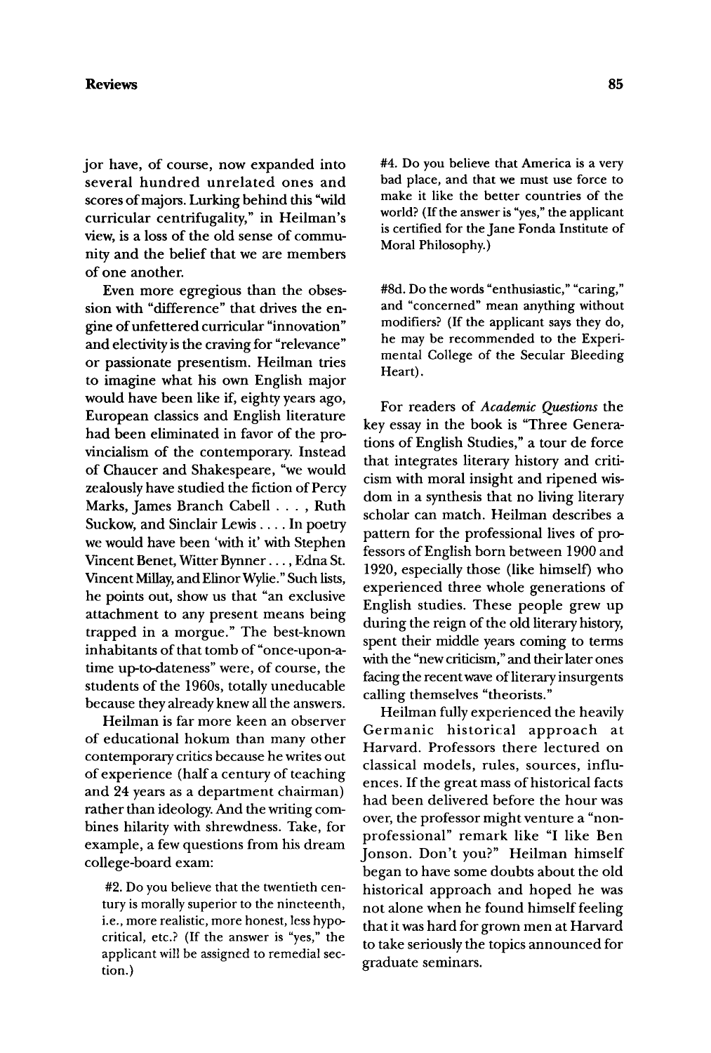jor have, of course, now expanded into several hundred unrelated ones and scores of majors. Lurking behind this "wild curricular centrifugality," in Heilman's view, is a loss of the old sense of community and the belief that we are members of one another.

Even more egregious than the obsession with "difference" that drives the engine of unfettered curricular "innovation" and electivity is the craving for "relevance" or passionate presentism. Heilman tries to imagine what his own English major would have been like if, eighty years ago, European classics and English literature had been eliminated in favor of the provincialism of the contemporary. Instead of Chaucer and Shakespeare, "we would zealously have studied the fiction of Percy Marks, James Branch Cabell . . . , Ruth Suckow, and Sinclair Lewis . . . . In poetry we would have been 'with it' with Stephen Vincent Benet, Witter Bynner . . . , Edna St. Vincent Millay, and Elinor Wylie." Such lists, he points out, show us that "an exclusive attachment to any present means being trapped in a morgue." The best-known inhabitants of that tomb of "once-upon-a-time up-to-dateness" were, of course, the students of the 1960s, totally uneducable because they already knew all the answers.

Heilman is far more keen an observer of educational hokum than many other contemporary critics because he writes out of experience (half a century of teaching and 24 years as a department chairman) rather than ideology. And the writing combines hilarity with shrewdness. Take, for example, a few questions from his dream college-board exam:

> #2. Do you believe that the twentieth century is morally superior to the nineteenth, i.e., more realistic, more honest, less hypocritical, etc.? (If the answer is "yes," the applicant will be assigned to remedial section.)

> #4. Do you believe that America is a very bad place, and that we must use force to make it like the better countries of the world? (If the answer is "yes," the applicant is certified for the Jane Fonda Institute of Moral Philosophy.)

> #8d. Do the words "enthusiastic," "caring," and "concerned" mean anything without modifiers? (If the applicant says they do, he may be recommended to the Experimental College of the Secular Bleeding Heart).

For readers of *Academic Questions* the key essay in the book is "Three Generations of English Studies," a tour de force that integrates literary history and criticism with moral insight and ripened wisdom in a synthesis that no living literary scholar can match. Heilman describes a pattern for the professional lives of professors of English born between 1900 and 1920, especially those (like himself) who experienced three whole generations of English studies. These people grew up during the reign of the old literary history, spent their middle years coming to terms with the "new criticism," and their later ones facing the recent wave of literary insurgents calling themselves "theorists."

Heilman fully experienced the heavily Germanic historical approach at Harvard. Professors there lectured on classical models, rules, sources, influences. If the great mass of historical facts had been delivered before the hour was over, the professor might venture a "nonprofessional" remark like "I like Ben Jonson. Don't you?" Heilman himself began to have some doubts about the old historical approach and hoped he was not alone when he found himself feeling that it was hard for grown men at Harvard to take seriously the topics announced for graduate seminars.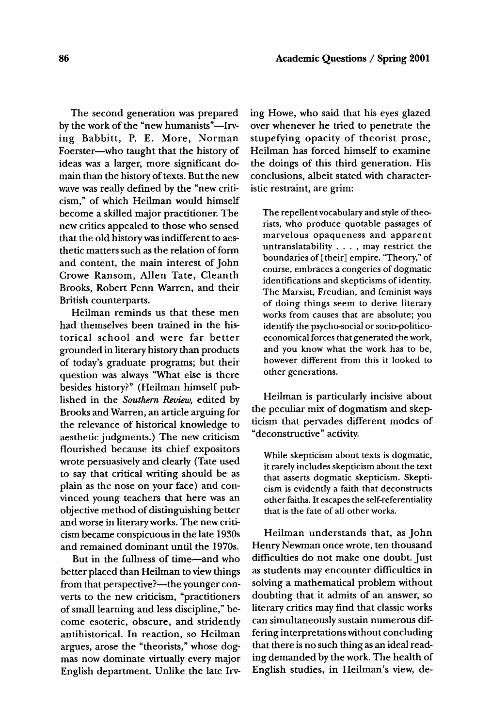The second generation was prepared by the work of the "new humanists"—Irving Babbitt, P. E. More, Norman Foerster—who taught that the history of ideas was a larger, more significant domain than the history of texts. But the new wave was really defined by the "new criticism," of which Heilman would himself become a skilled major practitioner. The new critics appealed to those who sensed that the old history was indifferent to aesthetic matters such as the relation of form and content, the main interest of John Crowe Ransom, Allen Tate, Cleanth Brooks, Robert Penn Warren, and their British counterparts.

Heilman reminds us that these men had themselves been trained in the historical school and were far better grounded in literary history than products of today's graduate programs; but their question was always "What else is there besides history?" (Heilman himself published in the *Southern Review*, edited by Brooks and Warren, an article arguing for the relevance of historical knowledge to aesthetic judgments.) The new criticism flourished because its chief expositors wrote persuasively and clearly (Tate used to say that critical writing should be as plain as the nose on your face) and convinced young teachers that here was an objective method of distinguishing better and worse in literary works. The new criticism became conspicuous in the late 1930s and remained dominant until the 1970s.

But in the fullness of time—and who better placed than Heilman to view things from that perspective?—the younger converts to the new criticism, "practitioners of small learning and less discipline," become esoteric, obscure, and stridently antihistorical. In reaction, so Heilman argues, arose the "theorists," whose dogmas now dominate virtually every major English department. Unlike the late Irving Howe, who said that his eyes glazed over whenever he tried to penetrate the stupefying opacity of theorist prose, Heilman has forced himself to examine the doings of this third generation. His conclusions, albeit stated with characteristic restraint, are grim:

> The repellent vocabulary and style of theorists, who produce quotable passages of marvelous opaqueness and apparent untranslatability . . . , may restrict the boundaries of [their] empire. "Theory," of course, embraces a congeries of dogmatic identifications and skepticisms of identity. The Marxist, Freudian, and feminist ways of doing things seem to derive literary works from causes that are absolute; you identify the psycho-social or socio-politico-economical forces that generated the work, and you know what the work has to be, however different from this it looked to other generations.

Heilman is particularly incisive about the peculiar mix of dogmatism and skepticism that pervades different modes of "deconstructive" activity.

> While skepticism about texts is dogmatic, it rarely includes skepticism about the text that asserts dogmatic skepticism. Skepticism is evidently a faith that deconstructs other faiths. It escapes the self-referentiality that is the fate of all other works.

Heilman understands that, as John Henry Newman once wrote, ten thousand difficulties do not make one doubt. Just as students may encounter difficulties in solving a mathematical problem without doubting that it admits of an answer, so literary critics may find that classic works can simultaneously sustain numerous differing interpretations without concluding that there is no such thing as an ideal reading demanded by the work. The health of English studies, in Heilman's view, de-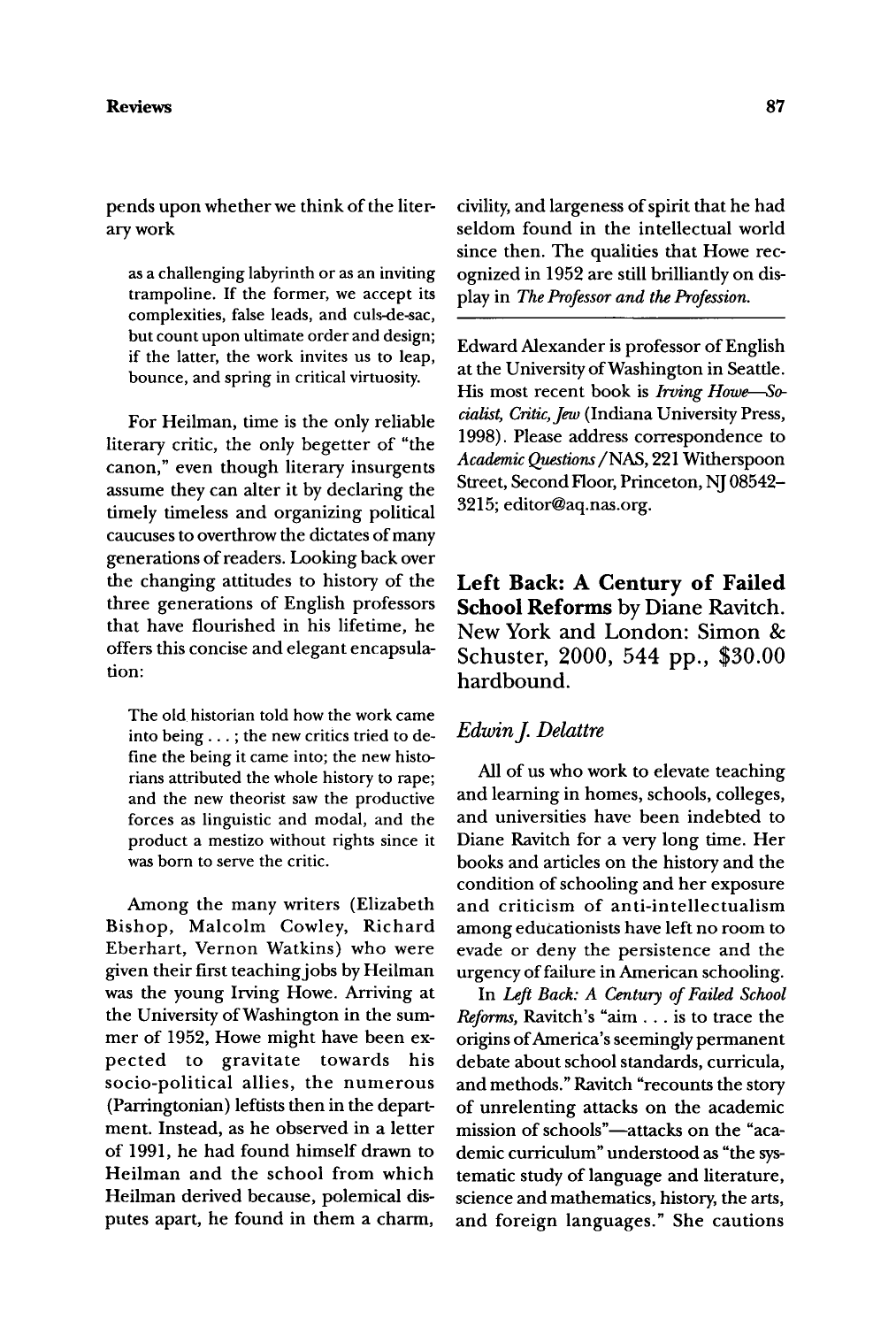pends upon whether we think of the literary work

> as a challenging labyrinth or as an inviting trampoline. If the former, we accept its complexities, false leads, and culs-de-sac, but count upon ultimate order and design; if the latter, the work invites us to leap, bounce, and spring in critical virtuosity.

For Heilman, time is the only reliable literary critic, the only begetter of "the canon," even though literary insurgents assume they can alter it by declaring the timely timeless and organizing political caucuses to overthrow the dictates of many generations of readers. Looking back over the changing attitudes to history of the three generations of English professors that have flourished in his lifetime, he offers this concise and elegant encapsulation:

> The old historian told how the work came into being . . . ; the new critics tried to define the being it came into; the new historians attributed the whole history to rape; and the new theorist saw the productive forces as linguistic and modal, and the product a mestizo without rights since it was born to serve the critic.

Among the many writers (Elizabeth Bishop, Malcolm Cowley, Richard Eberhart, Vernon Watkins) who were given their first teaching jobs by Heilman was the young Irving Howe. Arriving at the University of Washington in the summer of 1952, Howe might have been expected to gravitate towards his socio-political allies, the numerous (Parringtonian) leftists then in the department. Instead, as he observed in a letter of 1991, he had found himself drawn to Heilman and the school from which Heilman derived because, polemical disputes apart, he found in them a charm, civility, and largeness of spirit that he had seldom found in the intellectual world since then. The qualities that Howe recognized in 1952 are still brilliantly on display in *The Professor and the Profession.*

---

Edward Alexander is professor of English at the University of Washington in Seattle. His most recent book is *Irving Howe—Socialist, Critic, Jew* (Indiana University Press, 1998). Please address correspondence to *Academic Questions*/NAS, 221 Witherspoon Street, Second Floor, Princeton, NJ 08542-3215; editor@aq.nas.org.

## **Left Back: A Century of Failed School Reforms** by Diane Ravitch. New York and London: Simon & Schuster, 2000, 544 pp., $30.00 hardbound.

### *Edwin J. Delattre*

All of us who work to elevate teaching and learning in homes, schools, colleges, and universities have been indebted to Diane Ravitch for a very long time. Her books and articles on the history and the condition of schooling and her exposure and criticism of anti-intellectualism among educationists have left no room to evade or deny the persistence and the urgency of failure in American schooling.

In *Left Back: A Century of Failed School Reforms,* Ravitch's "aim . . . is to trace the origins of America's seemingly permanent debate about school standards, curricula, and methods." Ravitch "recounts the story of unrelenting attacks on the academic mission of schools"—attacks on the "academic curriculum" understood as "the systematic study of language and literature, science and mathematics, history, the arts, and foreign languages." She cautions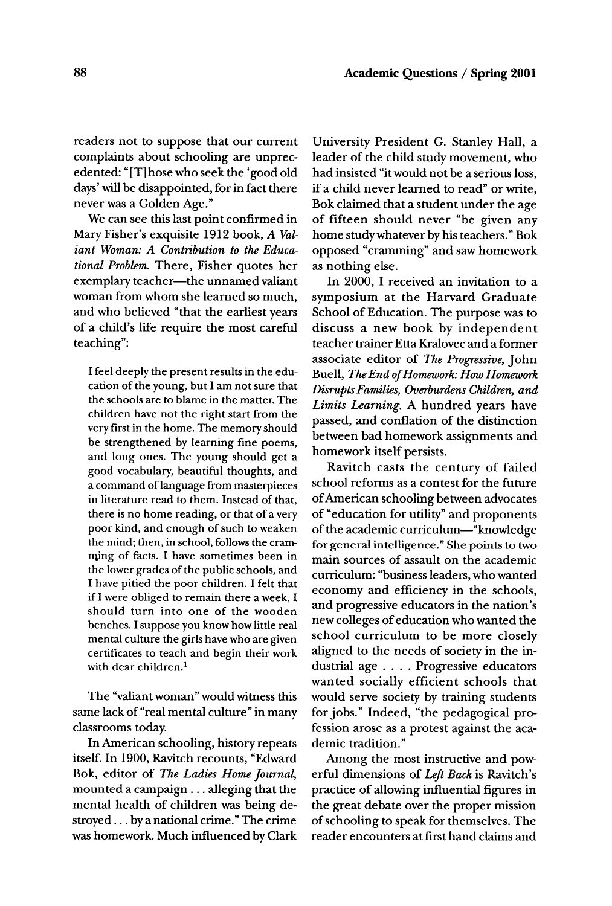readers not to suppose that our current complaints about schooling are unprecedented: "[T]hose who seek the 'good old days' will be disappointed, for in fact there never was a Golden Age."

We can see this last point confirmed in Mary Fisher's exquisite 1912 book, *A Valiant Woman: A Contribution to the Educational Problem*. There, Fisher quotes her exemplary teacher—the unnamed valiant woman from whom she learned so much, and who believed "that the earliest years of a child's life require the most careful teaching":

> I feel deeply the present results in the education of the young, but I am not sure that the schools are to blame in the matter. The children have not the right start from the very first in the home. The memory should be strengthened by learning fine poems, and long ones. The young should get a good vocabulary, beautiful thoughts, and a command of language from masterpieces in literature read to them. Instead of that, there is no home reading, or that of a very poor kind, and enough of such to weaken the mind; then, in school, follows the cramming of facts. I have sometimes been in the lower grades of the public schools, and I have pitied the poor children. I felt that if I were obliged to remain there a week, I should turn into one of the wooden benches. I suppose you know how little real mental culture the girls have who are given certificates to teach and begin their work with dear children.[1]

The "valiant woman" would witness this same lack of "real mental culture" in many classrooms today.

In American schooling, history repeats itself. In 1900, Ravitch recounts, "Edward Bok, editor of *The Ladies Home Journal*, mounted a campaign . . . alleging that the mental health of children was being destroyed . . . by a national crime." The crime was homework. Much influenced by Clark University President G. Stanley Hall, a leader of the child study movement, who had insisted "it would not be a serious loss, if a child never learned to read" or write, Bok claimed that a student under the age of fifteen should never "be given any home study whatever by his teachers." Bok opposed "cramming" and saw homework as nothing else.

In 2000, I received an invitation to a symposium at the Harvard Graduate School of Education. The purpose was to discuss a new book by independent teacher trainer Etta Kralovec and a former associate editor of *The Progressive*, John Buell, *The End of Homework: How Homework Disrupts Families, Overburdens Children, and Limits Learning*. A hundred years have passed, and conflation of the distinction between bad homework assignments and homework itself persists.

Ravitch casts the century of failed school reforms as a contest for the future of American schooling between advocates of "education for utility" and proponents of the academic curriculum—"knowledge for general intelligence." She points to two main sources of assault on the academic curriculum: "business leaders, who wanted economy and efficiency in the schools, and progressive educators in the nation's new colleges of education who wanted the school curriculum to be more closely aligned to the needs of society in the industrial age . . . . Progressive educators wanted socially efficient schools that would serve society by training students for jobs." Indeed, "the pedagogical profession arose as a protest against the academic tradition."

Among the most instructive and powerful dimensions of *Left Back* is Ravitch's practice of allowing influential figures in the great debate over the proper mission of schooling to speak for themselves. The reader encounters at first hand claims and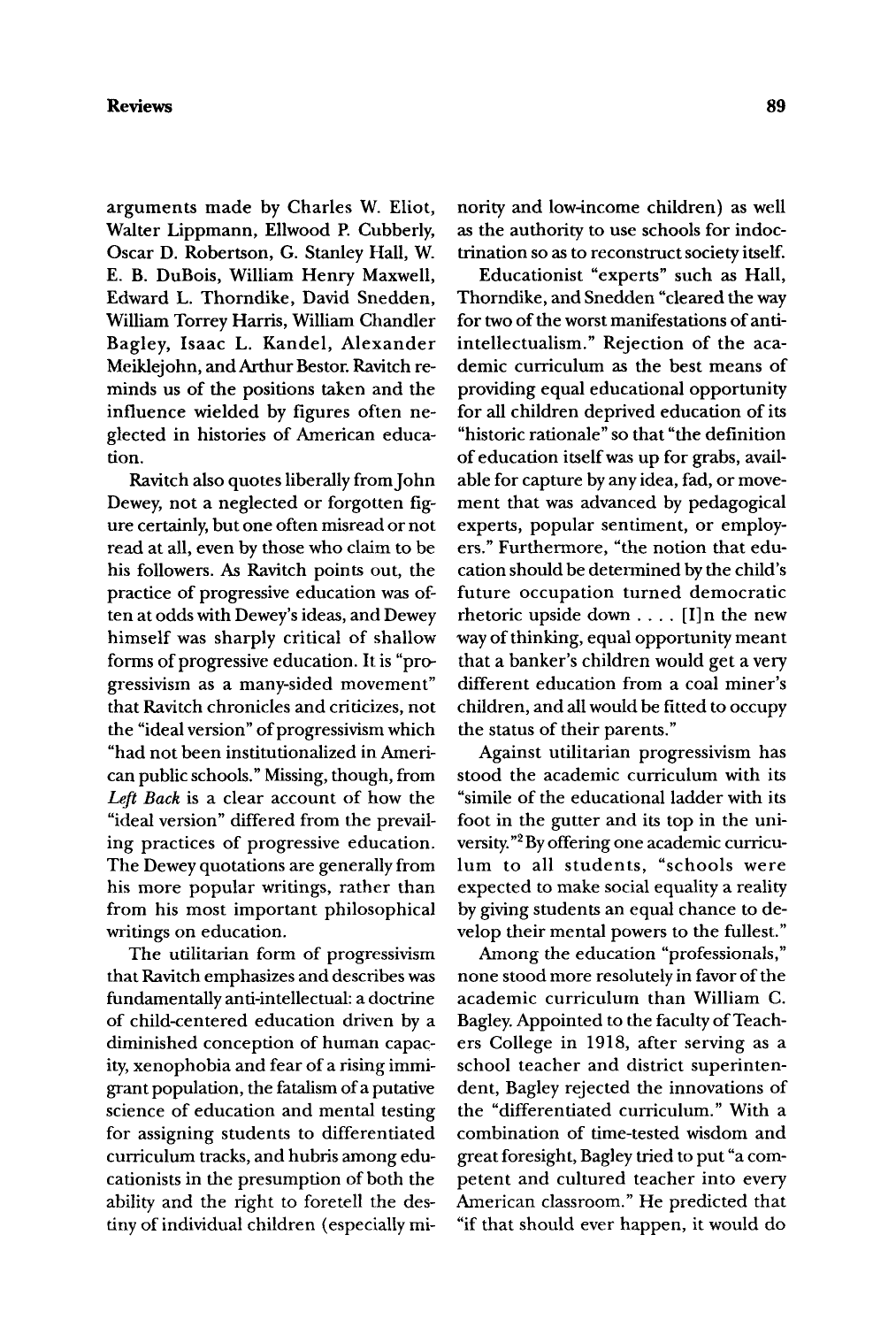arguments made by Charles W. Eliot, Walter Lippmann, Ellwood P. Cubberly, Oscar D. Robertson, G. Stanley Hall, W. E. B. DuBois, William Henry Maxwell, Edward L. Thorndike, David Snedden, William Torrey Harris, William Chandler Bagley, Isaac L. Kandel, Alexander Meiklejohn, and Arthur Bestor. Ravitch reminds us of the positions taken and the influence wielded by figures often neglected in histories of American education.

Ravitch also quotes liberally from John Dewey, not a neglected or forgotten figure certainly, but one often misread or not read at all, even by those who claim to be his followers. As Ravitch points out, the practice of progressive education was often at odds with Dewey's ideas, and Dewey himself was sharply critical of shallow forms of progressive education. It is "progressivism as a many-sided movement" that Ravitch chronicles and criticizes, not the "ideal version" of progressivism which "had not been institutionalized in American public schools." Missing, though, from *Left Back* is a clear account of how the "ideal version" differed from the prevailing practices of progressive education. The Dewey quotations are generally from his more popular writings, rather than from his most important philosophical writings on education.

The utilitarian form of progressivism that Ravitch emphasizes and describes was fundamentally anti-intellectual: a doctrine of child-centered education driven by a diminished conception of human capacity, xenophobia and fear of a rising immigrant population, the fatalism of a putative science of education and mental testing for assigning students to differentiated curriculum tracks, and hubris among educationists in the presumption of both the ability and the right to foretell the destiny of individual children (especially minority and low-income children) as well as the authority to use schools for indoctrination so as to reconstruct society itself.

Educationist "experts" such as Hall, Thorndike, and Snedden "cleared the way for two of the worst manifestations of anti-intellectualism." Rejection of the academic curriculum as the best means of providing equal educational opportunity for all children deprived education of its "historic rationale" so that "the definition of education itself was up for grabs, available for capture by any idea, fad, or movement that was advanced by pedagogical experts, popular sentiment, or employers." Furthermore, "the notion that education should be determined by the child's future occupation turned democratic rhetoric upside down . . . . [I]n the new way of thinking, equal opportunity meant that a banker's children would get a very different education from a coal miner's children, and all would be fitted to occupy the status of their parents."

Against utilitarian progressivism has stood the academic curriculum with its "simile of the educational ladder with its foot in the gutter and its top in the university."[2] By offering one academic curriculum to all students, "schools were expected to make social equality a reality by giving students an equal chance to develop their mental powers to the fullest."

Among the education "professionals," none stood more resolutely in favor of the academic curriculum than William C. Bagley. Appointed to the faculty of Teachers College in 1918, after serving as a school teacher and district superintendent, Bagley rejected the innovations of the "differentiated curriculum." With a combination of time-tested wisdom and great foresight, Bagley tried to put "a competent and cultured teacher into every American classroom." He predicted that "if that should ever happen, it would do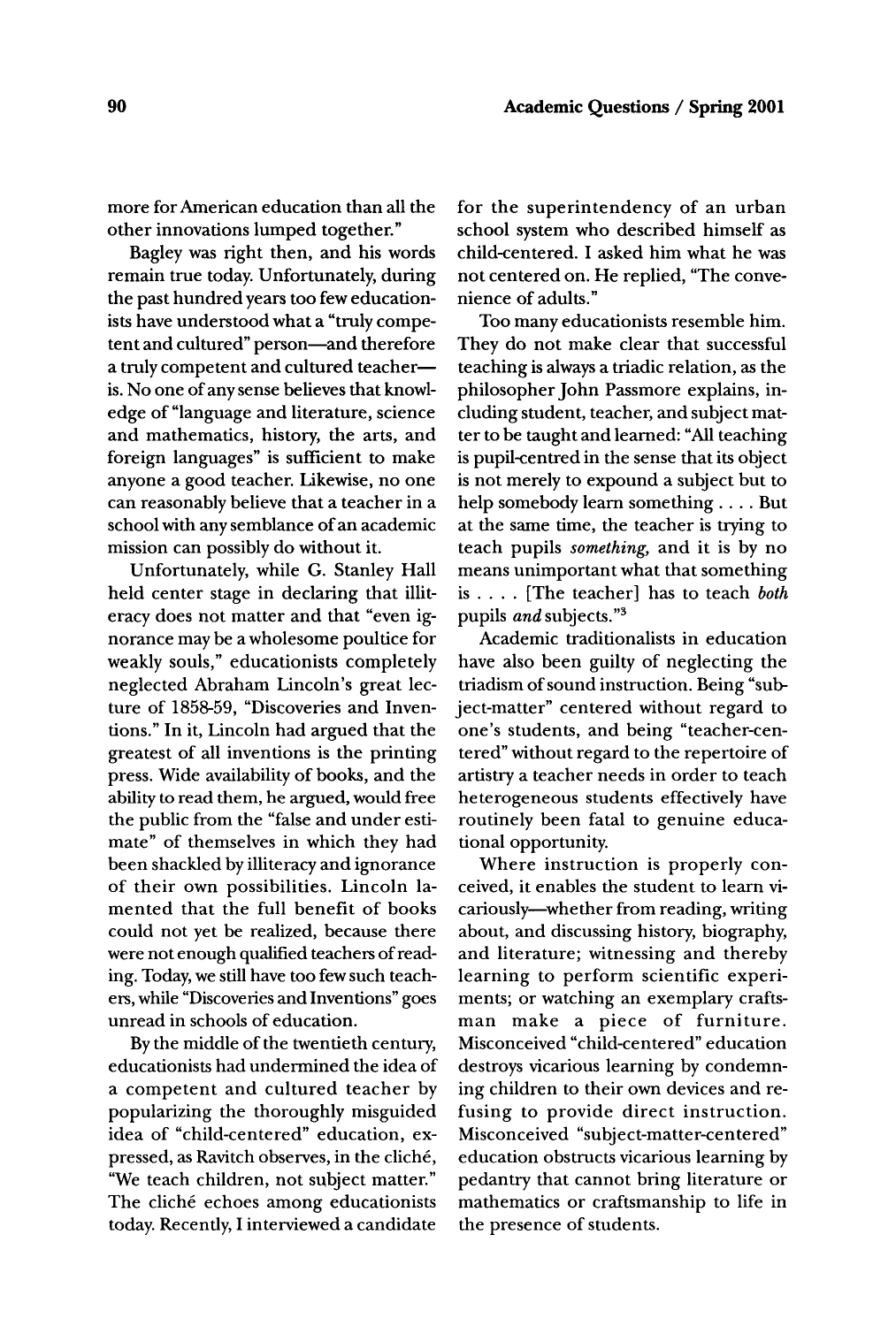more for American education than all the other innovations lumped together."

Bagley was right then, and his words remain true today. Unfortunately, during the past hundred years too few educationists have understood what a "truly competent and cultured" person—and therefore a truly competent and cultured teacher—is. No one of any sense believes that knowledge of "language and literature, science and mathematics, history, the arts, and foreign languages" is sufficient to make anyone a good teacher. Likewise, no one can reasonably believe that a teacher in a school with any semblance of an academic mission can possibly do without it.

Unfortunately, while G. Stanley Hall held center stage in declaring that illiteracy does not matter and that "even ignorance may be a wholesome poultice for weakly souls," educationists completely neglected Abraham Lincoln's great lecture of 1858-59, "Discoveries and Inventions." In it, Lincoln had argued that the greatest of all inventions is the printing press. Wide availability of books, and the ability to read them, he argued, would free the public from the "false and under estimate" of themselves in which they had been shackled by illiteracy and ignorance of their own possibilities. Lincoln lamented that the full benefit of books could not yet be realized, because there were not enough qualified teachers of reading. Today, we still have too few such teachers, while "Discoveries and Inventions" goes unread in schools of education.

By the middle of the twentieth century, educationists had undermined the idea of a competent and cultured teacher by popularizing the thoroughly misguided idea of "child-centered" education, expressed, as Ravitch observes, in the cliché, "We teach children, not subject matter." The cliché echoes among educationists today. Recently, I interviewed a candidate for the superintendency of an urban school system who described himself as child-centered. I asked him what he was not centered on. He replied, "The convenience of adults."

Too many educationists resemble him. They do not make clear that successful teaching is always a triadic relation, as the philosopher John Passmore explains, including student, teacher, and subject matter to be taught and learned: "All teaching is pupil-centred in the sense that its object is not merely to expound a subject but to help somebody learn something . . . . But at the same time, the teacher is trying to teach pupils *something*, and it is by no means unimportant what that something is . . . . [The teacher] has to teach *both* pupils *and* subjects."[3]

Academic traditionalists in education have also been guilty of neglecting the triadism of sound instruction. Being "subject-matter" centered without regard to one's students, and being "teacher-centered" without regard to the repertoire of artistry a teacher needs in order to teach heterogeneous students effectively have routinely been fatal to genuine educational opportunity.

Where instruction is properly conceived, it enables the student to learn vicariously—whether from reading, writing about, and discussing history, biography, and literature; witnessing and thereby learning to perform scientific experiments; or watching an exemplary craftsman make a piece of furniture. Misconceived "child-centered" education destroys vicarious learning by condemning children to their own devices and refusing to provide direct instruction. Misconceived "subject-matter-centered" education obstructs vicarious learning by pedantry that cannot bring literature or mathematics or craftsmanship to life in the presence of students.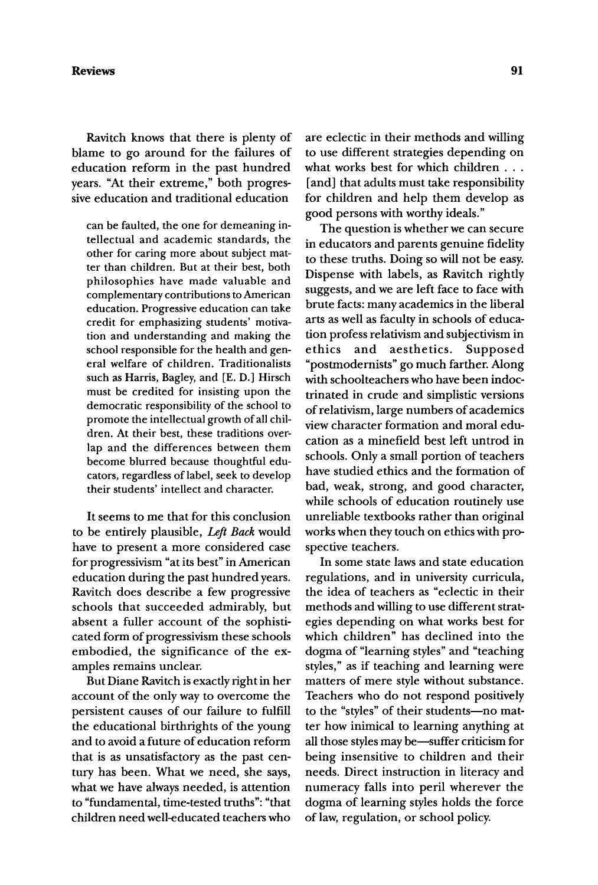Ravitch knows that there is plenty of blame to go around for the failures of education reform in the past hundred years. "At their extreme," both progressive education and traditional education

> can be faulted, the one for demeaning intellectual and academic standards, the other for caring more about subject matter than children. But at their best, both philosophies have made valuable and complementary contributions to American education. Progressive education can take credit for emphasizing students' motivation and understanding and making the school responsible for the health and general welfare of children. Traditionalists such as Harris, Bagley, and [E. D.] Hirsch must be credited for insisting upon the democratic responsibility of the school to promote the intellectual growth of all children. At their best, these traditions overlap and the differences between them become blurred because thoughtful educators, regardless of label, seek to develop their students' intellect and character.

It seems to me that for this conclusion to be entirely plausible, *Left Back* would have to present a more considered case for progressivism "at its best" in American education during the past hundred years. Ravitch does describe a few progressive schools that succeeded admirably, but absent a fuller account of the sophisticated form of progressivism these schools embodied, the significance of the examples remains unclear.

But Diane Ravitch is exactly right in her account of the only way to overcome the persistent causes of our failure to fulfill the educational birthrights of the young and to avoid a future of education reform that is as unsatisfactory as the past century has been. What we need, she says, what we have always needed, is attention to "fundamental, time-tested truths": "that children need well-educated teachers who are eclectic in their methods and willing to use different strategies depending on what works best for which children . . . [and] that adults must take responsibility for children and help them develop as good persons with worthy ideals."

The question is whether we can secure in educators and parents genuine fidelity to these truths. Doing so will not be easy. Dispense with labels, as Ravitch rightly suggests, and we are left face to face with brute facts: many academics in the liberal arts as well as faculty in schools of education profess relativism and subjectivism in ethics and aesthetics. Supposed "postmodernists" go much farther. Along with schoolteachers who have been indoctrinated in crude and simplistic versions of relativism, large numbers of academics view character formation and moral education as a minefield best left untrod in schools. Only a small portion of teachers have studied ethics and the formation of bad, weak, strong, and good character, while schools of education routinely use unreliable textbooks rather than original works when they touch on ethics with prospective teachers.

In some state laws and state education regulations, and in university curricula, the idea of teachers as "eclectic in their methods and willing to use different strategies depending on what works best for which children" has declined into the dogma of "learning styles" and "teaching styles," as if teaching and learning were matters of mere style without substance. Teachers who do not respond positively to the "styles" of their students—no matter how inimical to learning anything at all those styles may be—suffer criticism for being insensitive to children and their needs. Direct instruction in literacy and numeracy falls into peril wherever the dogma of learning styles holds the force of law, regulation, or school policy.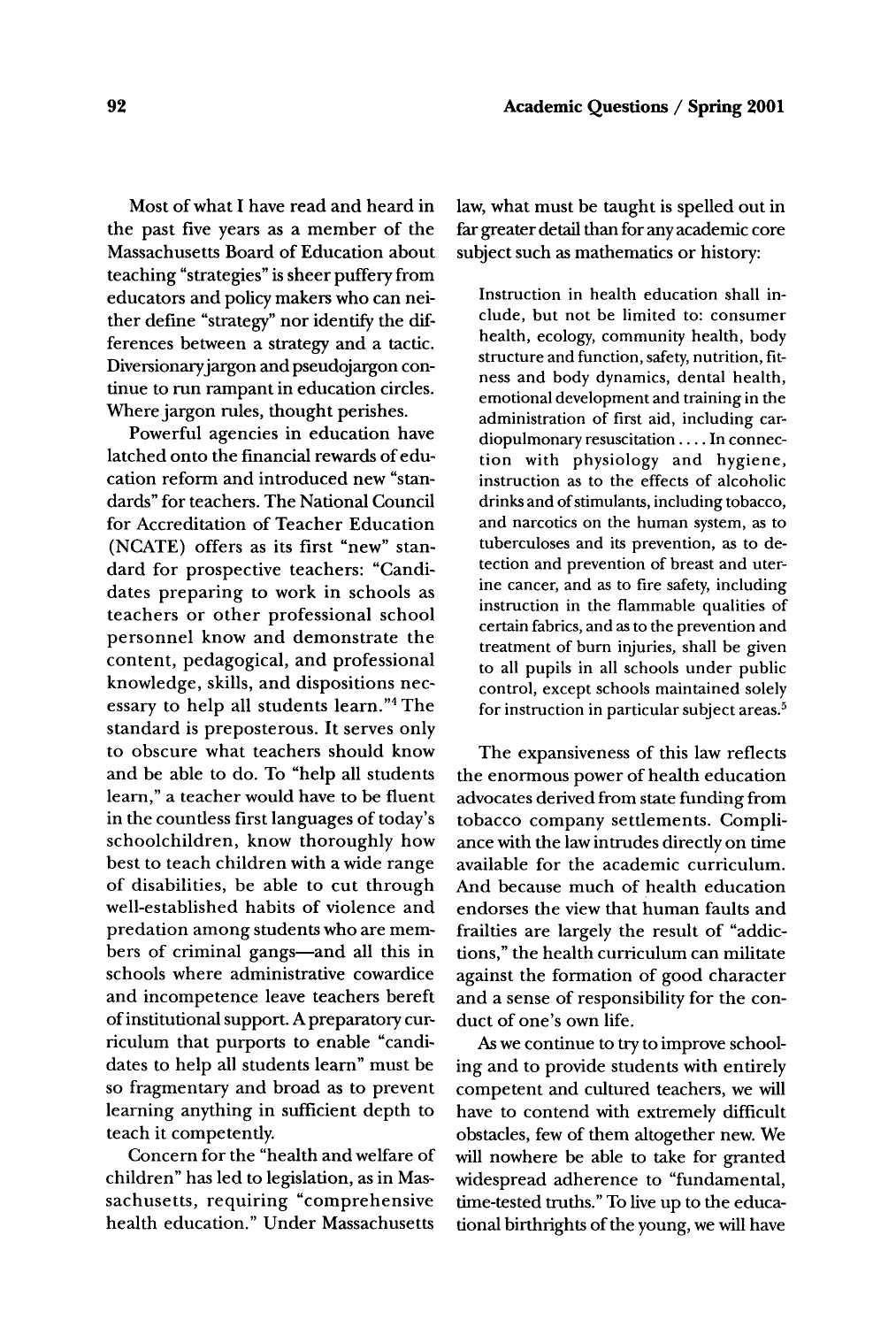Most of what I have read and heard in the past five years as a member of the Massachusetts Board of Education about teaching "strategies" is sheer puffery from educators and policy makers who can neither define "strategy" nor identify the differences between a strategy and a tactic. Diversionary jargon and pseudojargon continue to run rampant in education circles. Where jargon rules, thought perishes.

Powerful agencies in education have latched onto the financial rewards of education reform and introduced new "standards" for teachers. The National Council for Accreditation of Teacher Education (NCATE) offers as its first "new" standard for prospective teachers: "Candidates preparing to work in schools as teachers or other professional school personnel know and demonstrate the content, pedagogical, and professional knowledge, skills, and dispositions necessary to help all students learn."[4] The standard is preposterous. It serves only to obscure what teachers should know and be able to do. To "help all students learn," a teacher would have to be fluent in the countless first languages of today's schoolchildren, know thoroughly how best to teach children with a wide range of disabilities, be able to cut through well-established habits of violence and predation among students who are members of criminal gangs—and all this in schools where administrative cowardice and incompetence leave teachers bereft of institutional support. A preparatory curriculum that purports to enable "candidates to help all students learn" must be so fragmentary and broad as to prevent learning anything in sufficient depth to teach it competently.

Concern for the "health and welfare of children" has led to legislation, as in Massachusetts, requiring "comprehensive health education." Under Massachusetts law, what must be taught is spelled out in far greater detail than for any academic core subject such as mathematics or history:

> Instruction in health education shall include, but not be limited to: consumer health, ecology, community health, body structure and function, safety, nutrition, fitness and body dynamics, dental health, emotional development and training in the administration of first aid, including cardiopulmonary resuscitation .... In connection with physiology and hygiene, instruction as to the effects of alcoholic drinks and of stimulants, including tobacco, and narcotics on the human system, as to tuberculoses and its prevention, as to detection and prevention of breast and uterine cancer, and as to fire safety, including instruction in the flammable qualities of certain fabrics, and as to the prevention and treatment of burn injuries, shall be given to all pupils in all schools under public control, except schools maintained solely for instruction in particular subject areas.[5]

The expansiveness of this law reflects the enormous power of health education advocates derived from state funding from tobacco company settlements. Compliance with the law intrudes directly on time available for the academic curriculum. And because much of health education endorses the view that human faults and frailties are largely the result of "addictions," the health curriculum can militate against the formation of good character and a sense of responsibility for the conduct of one's own life.

As we continue to try to improve schooling and to provide students with entirely competent and cultured teachers, we will have to contend with extremely difficult obstacles, few of them altogether new. We will nowhere be able to take for granted widespread adherence to "fundamental, time-tested truths." To live up to the educational birthrights of the young, we will have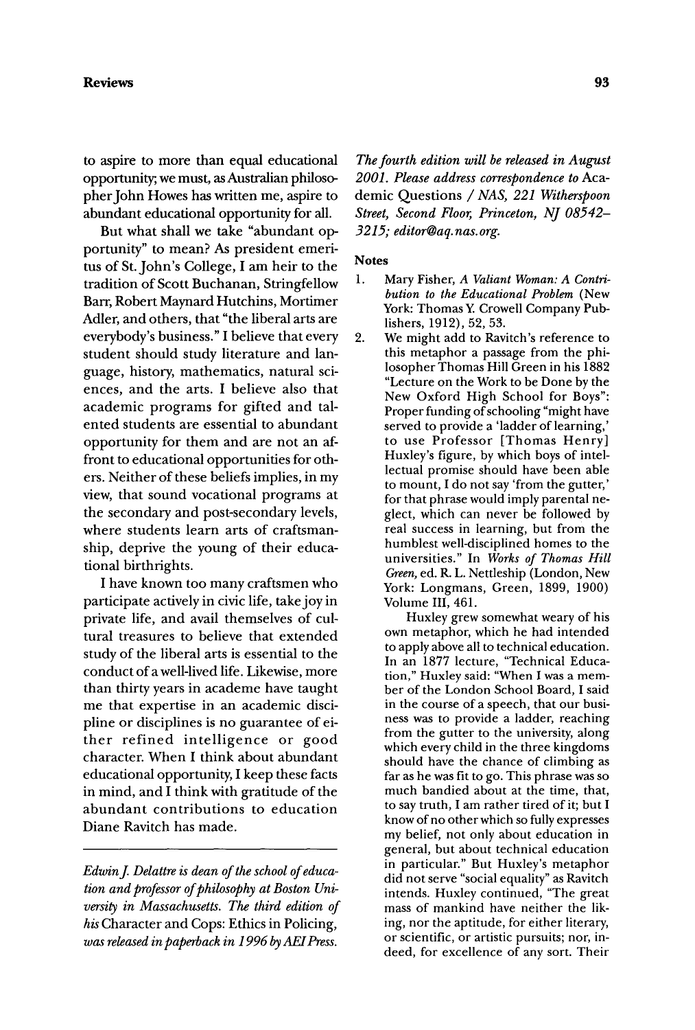to aspire to more than equal educational opportunity; we must, as Australian philosopher John Howes has written me, aspire to abundant educational opportunity for all.

But what shall we take "abundant opportunity" to mean? As president emeritus of St. John's College, I am heir to the tradition of Scott Buchanan, Stringfellow Barr, Robert Maynard Hutchins, Mortimer Adler, and others, that "the liberal arts are everybody's business." I believe that every student should study literature and language, history, mathematics, natural sciences, and the arts. I believe also that academic programs for gifted and talented students are essential to abundant opportunity for them and are not an affront to educational opportunities for others. Neither of these beliefs implies, in my view, that sound vocational programs at the secondary and post-secondary levels, where students learn arts of craftsmanship, deprive the young of their educational birthrights.

I have known too many craftsmen who participate actively in civic life, take joy in private life, and avail themselves of cultural treasures to believe that extended study of the liberal arts is essential to the conduct of a well-lived life. Likewise, more than thirty years in academe have taught me that expertise in an academic discipline or disciplines is no guarantee of either refined intelligence or good character. When I think about abundant educational opportunity, I keep these facts in mind, and I think with gratitude of the abundant contributions to education Diane Ravitch has made.

---

*Edwin J. Delattre is dean of the school of education and professor of philosophy at Boston University in Massachusetts. The third edition of his* Character and Cops: Ethics in Policing, *was released in paperback in 1996 by AEI Press. The fourth edition will be released in August 2001. Please address correspondence to* Academic Questions / *NAS, 221 Witherspoon Street, Second Floor, Princeton, NJ 08542–3215; editor@aq.nas.org.*

## Notes

1. Mary Fisher, *A Valiant Woman: A Contribution to the Educational Problem* (New York: Thomas Y. Crowell Company Publishers, 1912), 52, 53.
2. We might add to Ravitch's reference to this metaphor a passage from the philosopher Thomas Hill Green in his 1882 "Lecture on the Work to be Done by the New Oxford High School for Boys": Proper funding of schooling "might have served to provide a 'ladder of learning,' to use Professor [Thomas Henry] Huxley's figure, by which boys of intellectual promise should have been able to mount, I do not say 'from the gutter,' for that phrase would imply parental neglect, which can never be followed by real success in learning, but from the humblest well-disciplined homes to the universities." In *Works of Thomas Hill Green*, ed. R. L. Nettleship (London, New York: Longmans, Green, 1899, 1900) Volume III, 461.

   Huxley grew somewhat weary of his own metaphor, which he had intended to apply above all to technical education. In an 1877 lecture, "Technical Education," Huxley said: "When I was a member of the London School Board, I said in the course of a speech, that our business was to provide a ladder, reaching from the gutter to the university, along which every child in the three kingdoms should have the chance of climbing as far as he was fit to go. This phrase was so much bandied about at the time, that, to say truth, I am rather tired of it; but I know of no other which so fully expresses my belief, not only about education in general, but about technical education in particular." But Huxley's metaphor did not serve "social equality" as Ravitch intends. Huxley continued, "The great mass of mankind have neither the liking, nor the aptitude, for either literary, or scientific, or artistic pursuits; nor, indeed, for excellence of any sort. Their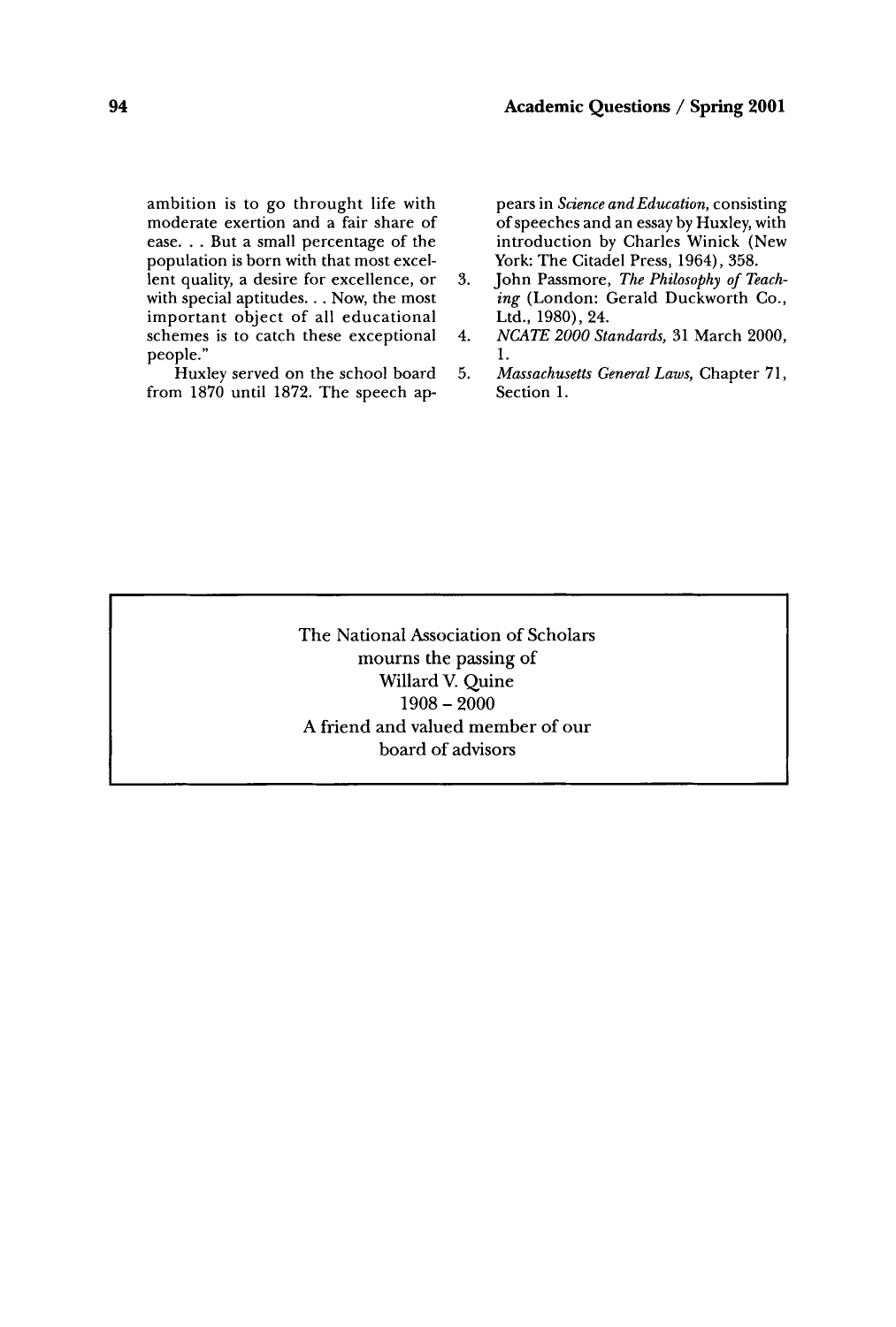ambition is to go throught life with moderate exertion and a fair share of ease. . . But a small percentage of the population is born with that most excellent quality, a desire for excellence, or with special aptitudes. . . Now, the most important object of all educational schemes is to catch these exceptional people."

Huxley served on the school board from 1870 until 1872. The speech appears in *Science and Education*, consisting of speeches and an essay by Huxley, with introduction by Charles Winick (New York: The Citadel Press, 1964), 358.

3. John Passmore, *The Philosophy of Teaching* (London: Gerald Duckworth Co., Ltd., 1980), 24.
4. *NCATE 2000 Standards*, 31 March 2000, 1.
5. *Massachusetts General Laws*, Chapter 71, Section 1.

The National Association of Scholars
mourns the passing of
Willard V. Quine
1908 – 2000
A friend and valued member of our
board of advisors